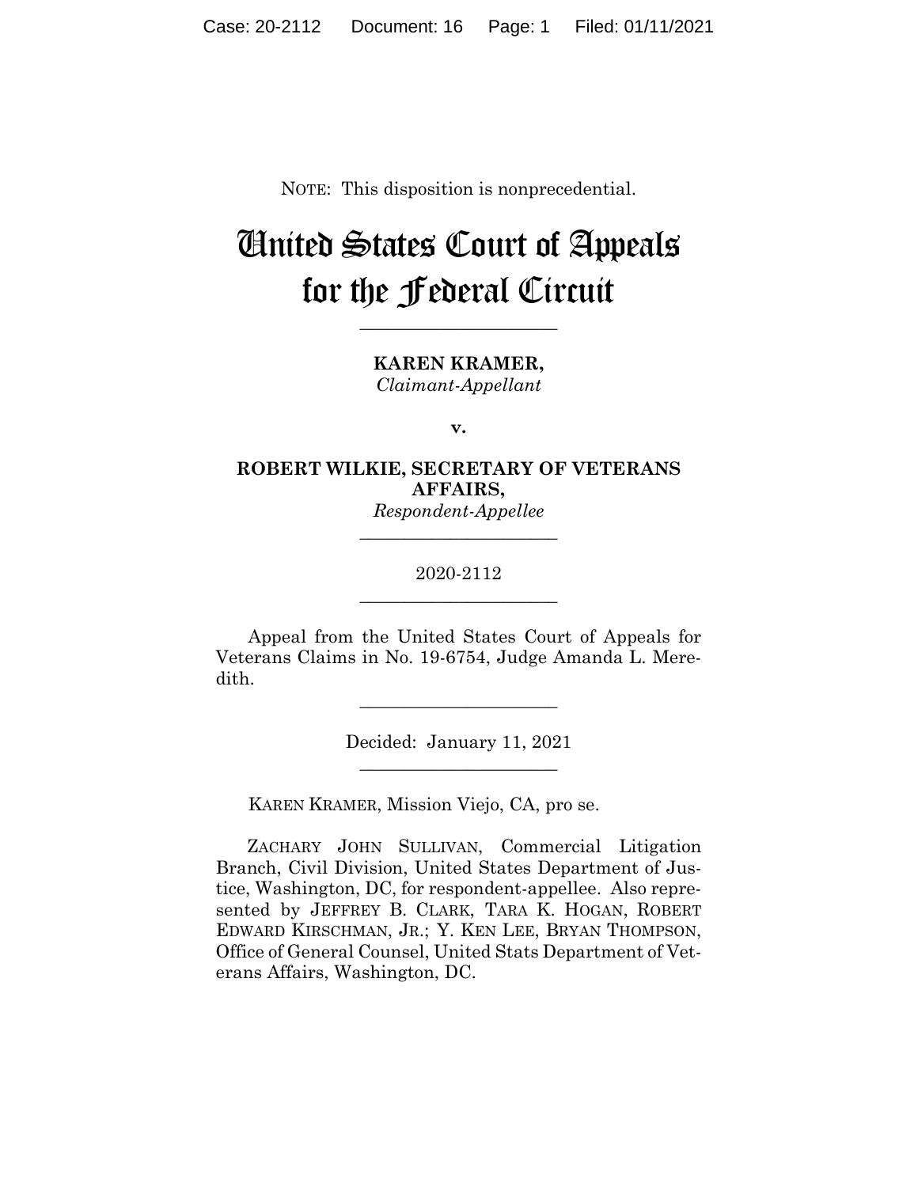NOTE: This disposition is nonprecedential.

# United States Court of Appeals for the Federal Circuit

______________________

**KAREN KRAMER,**
*Claimant-Appellant*

**v.**

**ROBERT WILKIE, SECRETARY OF VETERANS AFFAIRS,**
*Respondent-Appellee*

______________________

2020-2112

______________________

Appeal from the United States Court of Appeals for Veterans Claims in No. 19-6754, Judge Amanda L. Meredith.

______________________

Decided: January 11, 2021

______________________

KAREN KRAMER, Mission Viejo, CA, pro se.

ZACHARY JOHN SULLIVAN, Commercial Litigation Branch, Civil Division, United States Department of Justice, Washington, DC, for respondent-appellee. Also represented by JEFFREY B. CLARK, TARA K. HOGAN, ROBERT EDWARD KIRSCHMAN, JR.; Y. KEN LEE, BRYAN THOMPSON, Office of General Counsel, United Stats Department of Veterans Affairs, Washington, DC.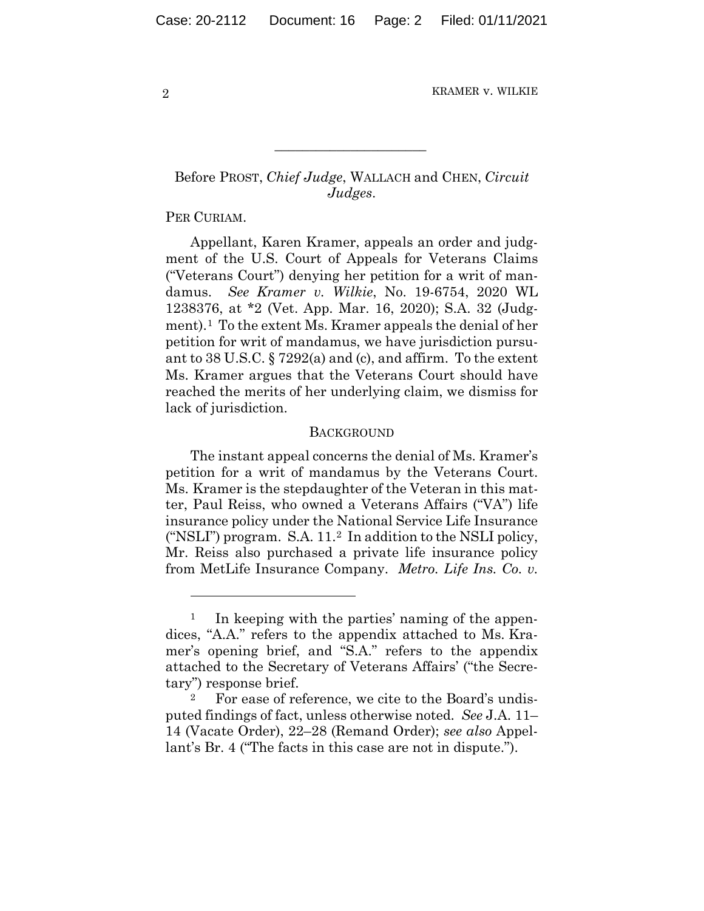Before PROST, *Chief Judge*, WALLACH and CHEN, *Circuit Judges*.

PER CURIAM.

Appellant, Karen Kramer, appeals an order and judgment of the U.S. Court of Appeals for Veterans Claims ("Veterans Court") denying her petition for a writ of mandamus. *See Kramer v. Wilkie*, No. 19-6754, 2020 WL 1238376, at *2 (Vet. App. Mar. 16, 2020); S.A. 32 (Judgment).[1] To the extent Ms. Kramer appeals the denial of her petition for writ of mandamus, we have jurisdiction pursuant to 38 U.S.C. § 7292(a) and (c), and affirm. To the extent Ms. Kramer argues that the Veterans Court should have reached the merits of her underlying claim, we dismiss for lack of jurisdiction.

## BACKGROUND

The instant appeal concerns the denial of Ms. Kramer's petition for a writ of mandamus by the Veterans Court. Ms. Kramer is the stepdaughter of the Veteran in this matter, Paul Reiss, who owned a Veterans Affairs ("VA") life insurance policy under the National Service Life Insurance ("NSLI") program. S.A. 11.[2] In addition to the NSLI policy, Mr. Reiss also purchased a private life insurance policy from MetLife Insurance Company. *Metro. Life Ins. Co. v.*

---

[1] In keeping with the parties' naming of the appendices, "A.A." refers to the appendix attached to Ms. Kramer's opening brief, and "S.A." refers to the appendix attached to the Secretary of Veterans Affairs' ("the Secretary") response brief.

[2] For ease of reference, we cite to the Board's undisputed findings of fact, unless otherwise noted. *See* J.A. 11–14 (Vacate Order), 22–28 (Remand Order); *see also* Appellant's Br. 4 ("The facts in this case are not in dispute.").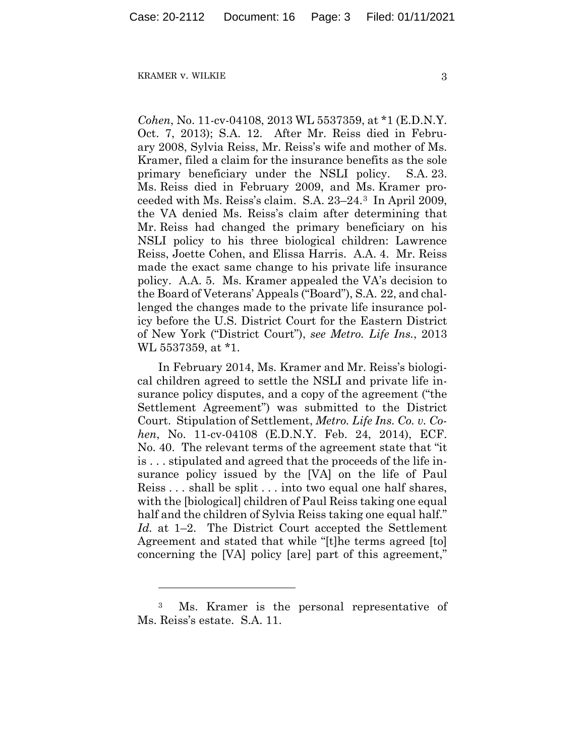*Cohen*, No. 11-cv-04108, 2013 WL 5537359, at *1 (E.D.N.Y. Oct. 7, 2013); S.A. 12. After Mr. Reiss died in February 2008, Sylvia Reiss, Mr. Reiss's wife and mother of Ms. Kramer, filed a claim for the insurance benefits as the sole primary beneficiary under the NSLI policy. S.A. 23. Ms. Reiss died in February 2009, and Ms. Kramer proceeded with Ms. Reiss's claim. S.A. 23–24.[3] In April 2009, the VA denied Ms. Reiss's claim after determining that Mr. Reiss had changed the primary beneficiary on his NSLI policy to his three biological children: Lawrence Reiss, Joette Cohen, and Elissa Harris. A.A. 4. Mr. Reiss made the exact same change to his private life insurance policy. A.A. 5. Ms. Kramer appealed the VA's decision to the Board of Veterans' Appeals ("Board"), S.A. 22, and challenged the changes made to the private life insurance policy before the U.S. District Court for the Eastern District of New York ("District Court"), *see Metro. Life Ins.*, 2013 WL 5537359, at *1.

In February 2014, Ms. Kramer and Mr. Reiss's biological children agreed to settle the NSLI and private life insurance policy disputes, and a copy of the agreement ("the Settlement Agreement") was submitted to the District Court. Stipulation of Settlement, *Metro. Life Ins. Co. v. Cohen*, No. 11-cv-04108 (E.D.N.Y. Feb. 24, 2014), ECF. No. 40. The relevant terms of the agreement state that "it is . . . stipulated and agreed that the proceeds of the life insurance policy issued by the [VA] on the life of Paul Reiss . . . shall be split . . . into two equal one half shares, with the [biological] children of Paul Reiss taking one equal half and the children of Sylvia Reiss taking one equal half." *Id.* at 1–2. The District Court accepted the Settlement Agreement and stated that while "[t]he terms agreed [to] concerning the [VA] policy [are] part of this agreement,"

---

[3] Ms. Kramer is the personal representative of Ms. Reiss's estate. S.A. 11.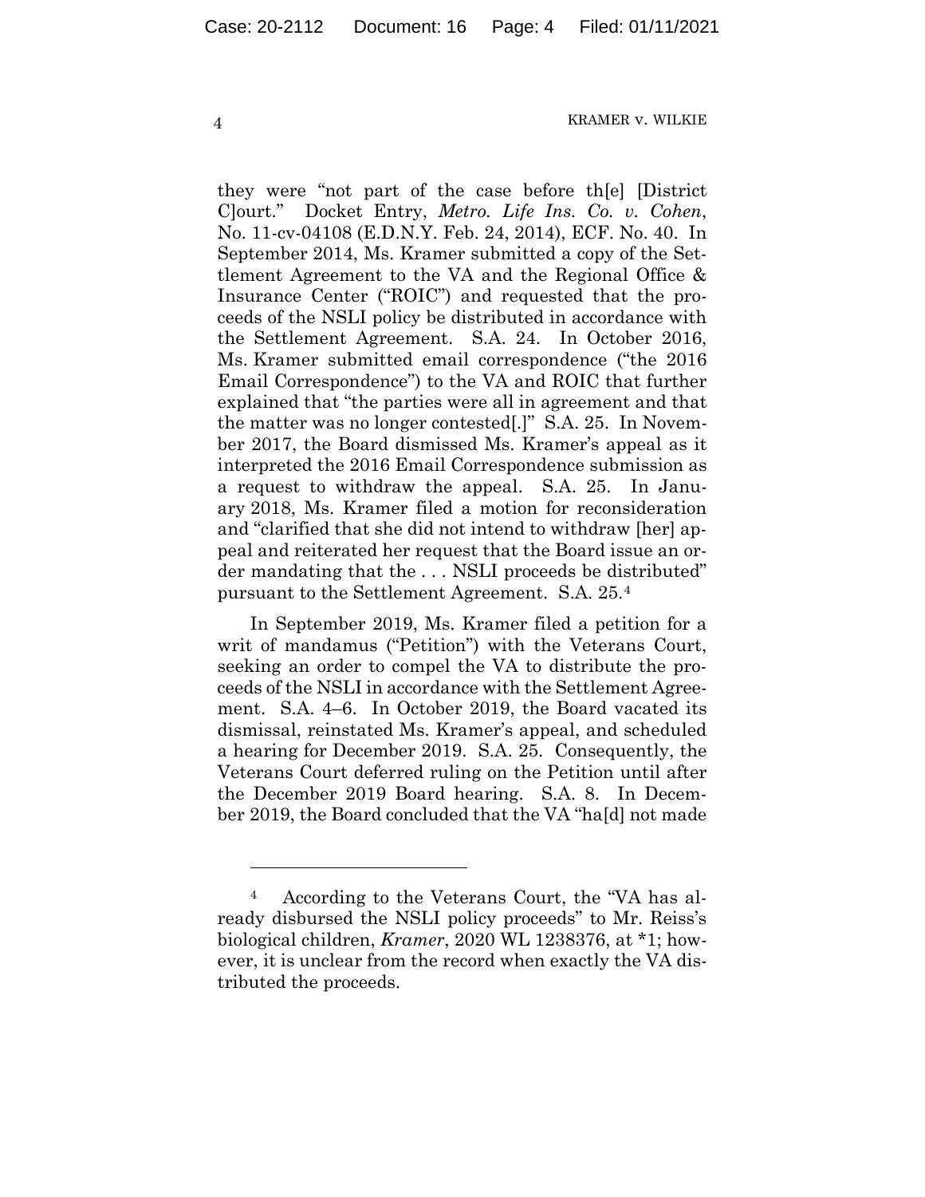they were "not part of the case before th[e] [District C]ourt." Docket Entry, *Metro. Life Ins. Co. v. Cohen*, No. 11-cv-04108 (E.D.N.Y. Feb. 24, 2014), ECF. No. 40. In September 2014, Ms. Kramer submitted a copy of the Settlement Agreement to the VA and the Regional Office & Insurance Center ("ROIC") and requested that the proceeds of the NSLI policy be distributed in accordance with the Settlement Agreement. S.A. 24. In October 2016, Ms. Kramer submitted email correspondence ("the 2016 Email Correspondence") to the VA and ROIC that further explained that "the parties were all in agreement and that the matter was no longer contested[.]" S.A. 25. In November 2017, the Board dismissed Ms. Kramer's appeal as it interpreted the 2016 Email Correspondence submission as a request to withdraw the appeal. S.A. 25. In January 2018, Ms. Kramer filed a motion for reconsideration and "clarified that she did not intend to withdraw [her] appeal and reiterated her request that the Board issue an order mandating that the . . . NSLI proceeds be distributed" pursuant to the Settlement Agreement. S.A. 25.[4]

In September 2019, Ms. Kramer filed a petition for a writ of mandamus ("Petition") with the Veterans Court, seeking an order to compel the VA to distribute the proceeds of the NSLI in accordance with the Settlement Agreement. S.A. 4–6. In October 2019, the Board vacated its dismissal, reinstated Ms. Kramer's appeal, and scheduled a hearing for December 2019. S.A. 25. Consequently, the Veterans Court deferred ruling on the Petition until after the December 2019 Board hearing. S.A. 8. In December 2019, the Board concluded that the VA "ha[d] not made

[4] According to the Veterans Court, the "VA has already disbursed the NSLI policy proceeds" to Mr. Reiss's biological children, *Kramer*, 2020 WL 1238376, at *1; however, it is unclear from the record when exactly the VA distributed the proceeds.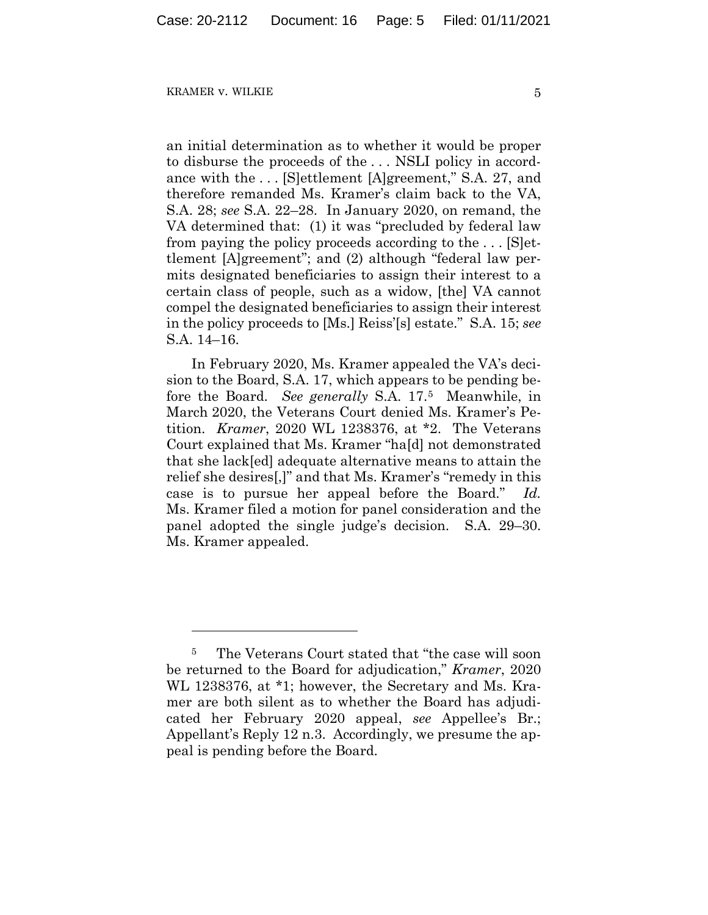an initial determination as to whether it would be proper to disburse the proceeds of the . . . NSLI policy in accordance with the . . . [S]ettlement [A]greement," S.A. 27, and therefore remanded Ms. Kramer's claim back to the VA, S.A. 28; *see* S.A. 22–28. In January 2020, on remand, the VA determined that: (1) it was "precluded by federal law from paying the policy proceeds according to the . . . [S]ettlement [A]greement"; and (2) although "federal law permits designated beneficiaries to assign their interest to a certain class of people, such as a widow, [the] VA cannot compel the designated beneficiaries to assign their interest in the policy proceeds to [Ms.] Reiss'[s] estate." S.A. 15; *see* S.A. 14–16.

In February 2020, Ms. Kramer appealed the VA's decision to the Board, S.A. 17, which appears to be pending before the Board. *See generally* S.A. 17.[5] Meanwhile, in March 2020, the Veterans Court denied Ms. Kramer's Petition. *Kramer*, 2020 WL 1238376, at *2. The Veterans Court explained that Ms. Kramer "ha[d] not demonstrated that she lack[ed] adequate alternative means to attain the relief she desires[,]" and that Ms. Kramer's "remedy in this case is to pursue her appeal before the Board." *Id.* Ms. Kramer filed a motion for panel consideration and the panel adopted the single judge's decision. S.A. 29–30. Ms. Kramer appealed.

---

[5] The Veterans Court stated that "the case will soon be returned to the Board for adjudication," *Kramer*, 2020 WL 1238376, at *1; however, the Secretary and Ms. Kramer are both silent as to whether the Board has adjudicated her February 2020 appeal, *see* Appellee's Br.; Appellant's Reply 12 n.3. Accordingly, we presume the appeal is pending before the Board.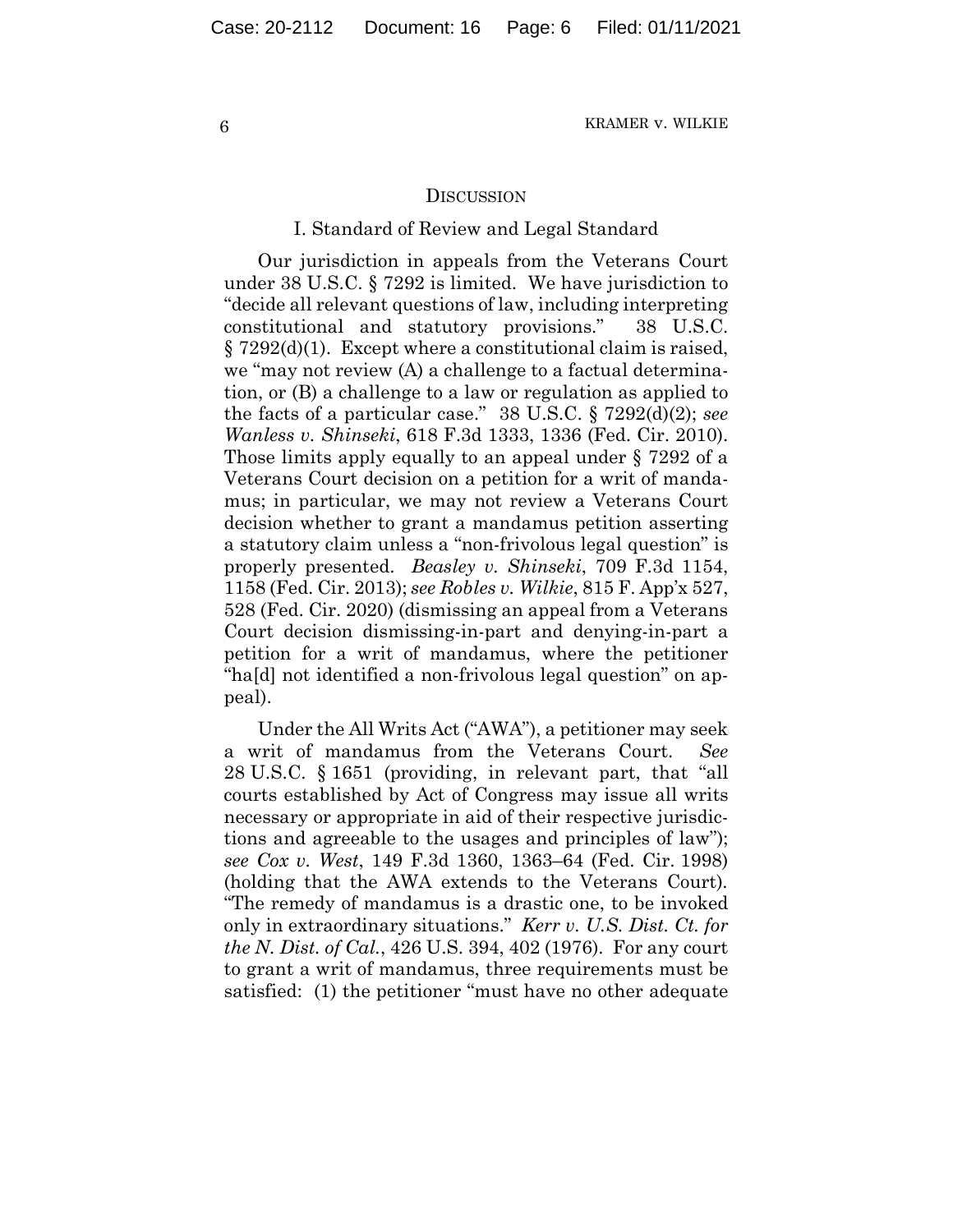## DISCUSSION

### I. Standard of Review and Legal Standard

Our jurisdiction in appeals from the Veterans Court under 38 U.S.C. § 7292 is limited. We have jurisdiction to "decide all relevant questions of law, including interpreting constitutional and statutory provisions." 38 U.S.C. § 7292(d)(1). Except where a constitutional claim is raised, we "may not review (A) a challenge to a factual determination, or (B) a challenge to a law or regulation as applied to the facts of a particular case." 38 U.S.C. § 7292(d)(2); *see Wanless v. Shinseki*, 618 F.3d 1333, 1336 (Fed. Cir. 2010). Those limits apply equally to an appeal under § 7292 of a Veterans Court decision on a petition for a writ of mandamus; in particular, we may not review a Veterans Court decision whether to grant a mandamus petition asserting a statutory claim unless a "non-frivolous legal question" is properly presented. *Beasley v. Shinseki*, 709 F.3d 1154, 1158 (Fed. Cir. 2013); *see Robles v. Wilkie*, 815 F. App'x 527, 528 (Fed. Cir. 2020) (dismissing an appeal from a Veterans Court decision dismissing-in-part and denying-in-part a petition for a writ of mandamus, where the petitioner "ha[d] not identified a non-frivolous legal question" on appeal).

Under the All Writs Act ("AWA"), a petitioner may seek a writ of mandamus from the Veterans Court. *See* 28 U.S.C. § 1651 (providing, in relevant part, that "all courts established by Act of Congress may issue all writs necessary or appropriate in aid of their respective jurisdictions and agreeable to the usages and principles of law"); *see Cox v. West*, 149 F.3d 1360, 1363–64 (Fed. Cir. 1998) (holding that the AWA extends to the Veterans Court). "The remedy of mandamus is a drastic one, to be invoked only in extraordinary situations." *Kerr v. U.S. Dist. Ct. for the N. Dist. of Cal.*, 426 U.S. 394, 402 (1976). For any court to grant a writ of mandamus, three requirements must be satisfied: (1) the petitioner "must have no other adequate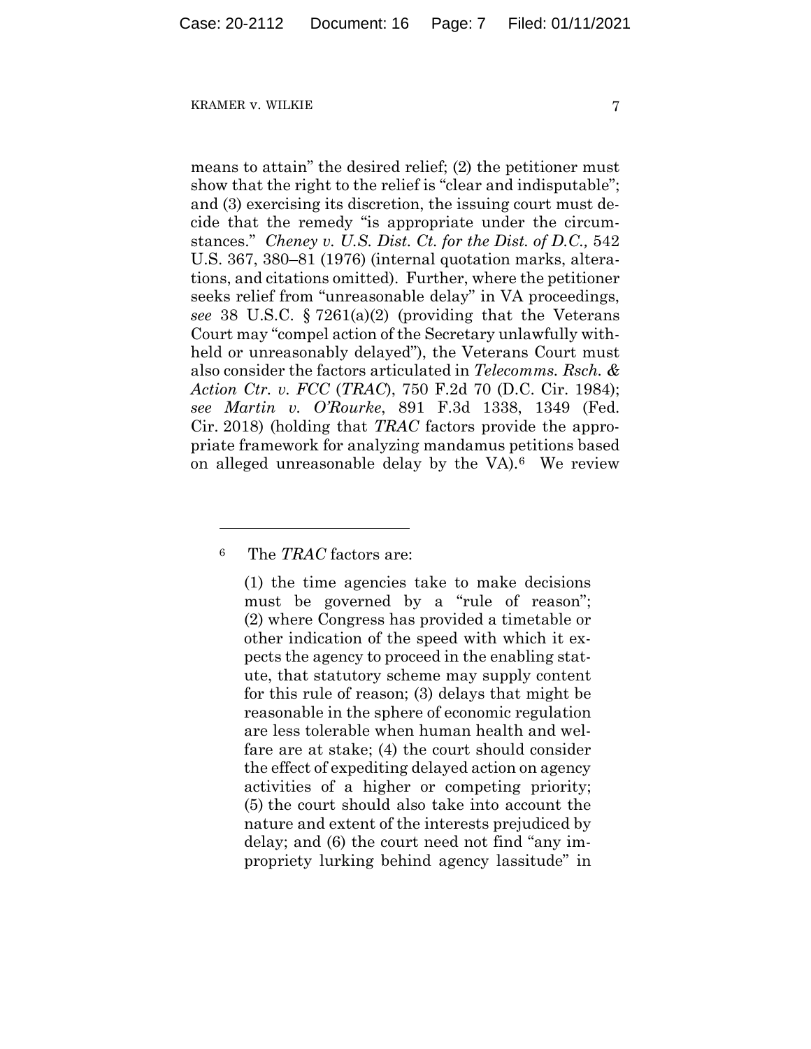means to attain" the desired relief; (2) the petitioner must show that the right to the relief is "clear and indisputable"; and (3) exercising its discretion, the issuing court must decide that the remedy "is appropriate under the circumstances." *Cheney v. U.S. Dist. Ct. for the Dist. of D.C.,* 542 U.S. 367, 380–81 (1976) (internal quotation marks, alterations, and citations omitted). Further, where the petitioner seeks relief from "unreasonable delay" in VA proceedings, *see* 38 U.S.C. § 7261(a)(2) (providing that the Veterans Court may "compel action of the Secretary unlawfully withheld or unreasonably delayed"), the Veterans Court must also consider the factors articulated in *Telecomms. Rsch. & Action Ctr. v. FCC* (*TRAC*), 750 F.2d 70 (D.C. Cir. 1984); *see Martin v. O'Rourke*, 891 F.3d 1338, 1349 (Fed. Cir. 2018) (holding that *TRAC* factors provide the appropriate framework for analyzing mandamus petitions based on alleged unreasonable delay by the VA).[6] We review

---

[6] The *TRAC* factors are:

> (1) the time agencies take to make decisions must be governed by a "rule of reason"; (2) where Congress has provided a timetable or other indication of the speed with which it expects the agency to proceed in the enabling statute, that statutory scheme may supply content for this rule of reason; (3) delays that might be reasonable in the sphere of economic regulation are less tolerable when human health and welfare are at stake; (4) the court should consider the effect of expediting delayed action on agency activities of a higher or competing priority; (5) the court should also take into account the nature and extent of the interests prejudiced by delay; and (6) the court need not find "any impropriety lurking behind agency lassitude" in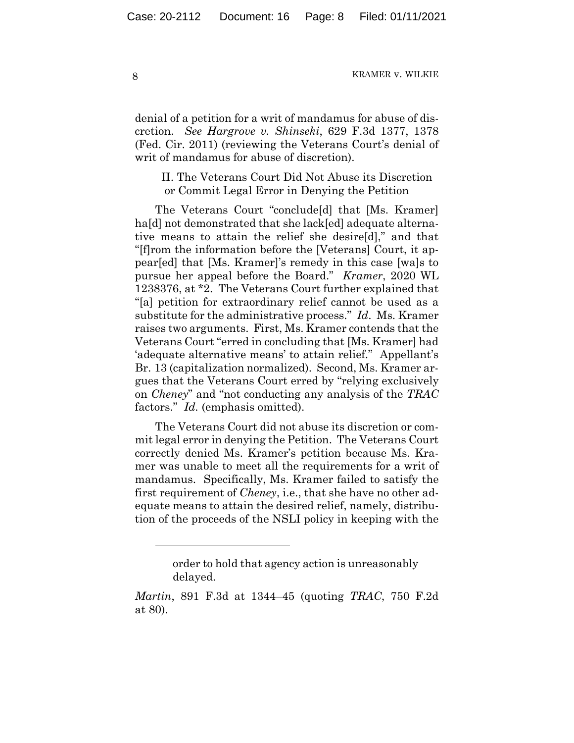denial of a petition for a writ of mandamus for abuse of discretion. *See Hargrove v. Shinseki*, 629 F.3d 1377, 1378 (Fed. Cir. 2011) (reviewing the Veterans Court's denial of writ of mandamus for abuse of discretion).

## II. The Veterans Court Did Not Abuse its Discretion or Commit Legal Error in Denying the Petition

The Veterans Court "conclude[d] that [Ms. Kramer] ha[d] not demonstrated that she lack[ed] adequate alternative means to attain the relief she desire[d]," and that "[f]rom the information before the [Veterans] Court, it appear[ed] that [Ms. Kramer]'s remedy in this case [wa]s to pursue her appeal before the Board." *Kramer*, 2020 WL 1238376, at *2. The Veterans Court further explained that "[a] petition for extraordinary relief cannot be used as a substitute for the administrative process." *Id*. Ms. Kramer raises two arguments. First, Ms. Kramer contends that the Veterans Court "erred in concluding that [Ms. Kramer] had 'adequate alternative means' to attain relief." Appellant's Br. 13 (capitalization normalized). Second, Ms. Kramer argues that the Veterans Court erred by "relying exclusively on *Cheney*" and "not conducting any analysis of the *TRAC* factors." *Id.* (emphasis omitted).

The Veterans Court did not abuse its discretion or commit legal error in denying the Petition. The Veterans Court correctly denied Ms. Kramer's petition because Ms. Kramer was unable to meet all the requirements for a writ of mandamus. Specifically, Ms. Kramer failed to satisfy the first requirement of *Cheney*, i.e., that she have no other adequate means to attain the desired relief, namely, distribution of the proceeds of the NSLI policy in keeping with the

---

> order to hold that agency action is unreasonably delayed.

*Martin*, 891 F.3d at 1344–45 (quoting *TRAC*, 750 F.2d at 80).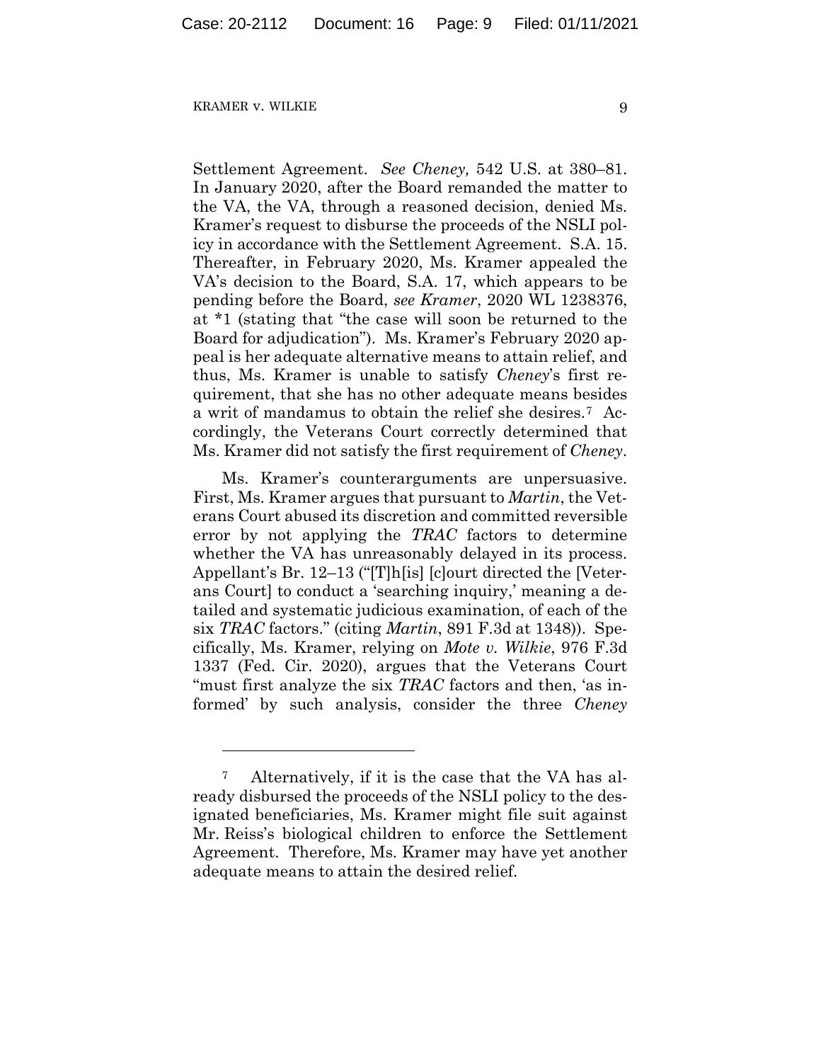Settlement Agreement. *See Cheney,* 542 U.S. at 380–81. In January 2020, after the Board remanded the matter to the VA, the VA, through a reasoned decision, denied Ms. Kramer's request to disburse the proceeds of the NSLI policy in accordance with the Settlement Agreement. S.A. 15. Thereafter, in February 2020, Ms. Kramer appealed the VA's decision to the Board, S.A. 17, which appears to be pending before the Board, *see Kramer*, 2020 WL 1238376, at *1 (stating that "the case will soon be returned to the Board for adjudication"). Ms. Kramer's February 2020 appeal is her adequate alternative means to attain relief, and thus, Ms. Kramer is unable to satisfy *Cheney*'s first requirement, that she has no other adequate means besides a writ of mandamus to obtain the relief she desires.[7] Accordingly, the Veterans Court correctly determined that Ms. Kramer did not satisfy the first requirement of *Cheney*.

Ms. Kramer's counterarguments are unpersuasive. First, Ms. Kramer argues that pursuant to *Martin*, the Veterans Court abused its discretion and committed reversible error by not applying the *TRAC* factors to determine whether the VA has unreasonably delayed in its process. Appellant's Br. 12–13 ("[T]h[is] [c]ourt directed the [Veterans Court] to conduct a 'searching inquiry,' meaning a detailed and systematic judicious examination, of each of the six *TRAC* factors." (citing *Martin*, 891 F.3d at 1348)). Specifically, Ms. Kramer, relying on *Mote v. Wilkie*, 976 F.3d 1337 (Fed. Cir. 2020), argues that the Veterans Court "must first analyze the six *TRAC* factors and then, 'as informed' by such analysis, consider the three *Cheney*

[7] Alternatively, if it is the case that the VA has already disbursed the proceeds of the NSLI policy to the designated beneficiaries, Ms. Kramer might file suit against Mr. Reiss's biological children to enforce the Settlement Agreement. Therefore, Ms. Kramer may have yet another adequate means to attain the desired relief.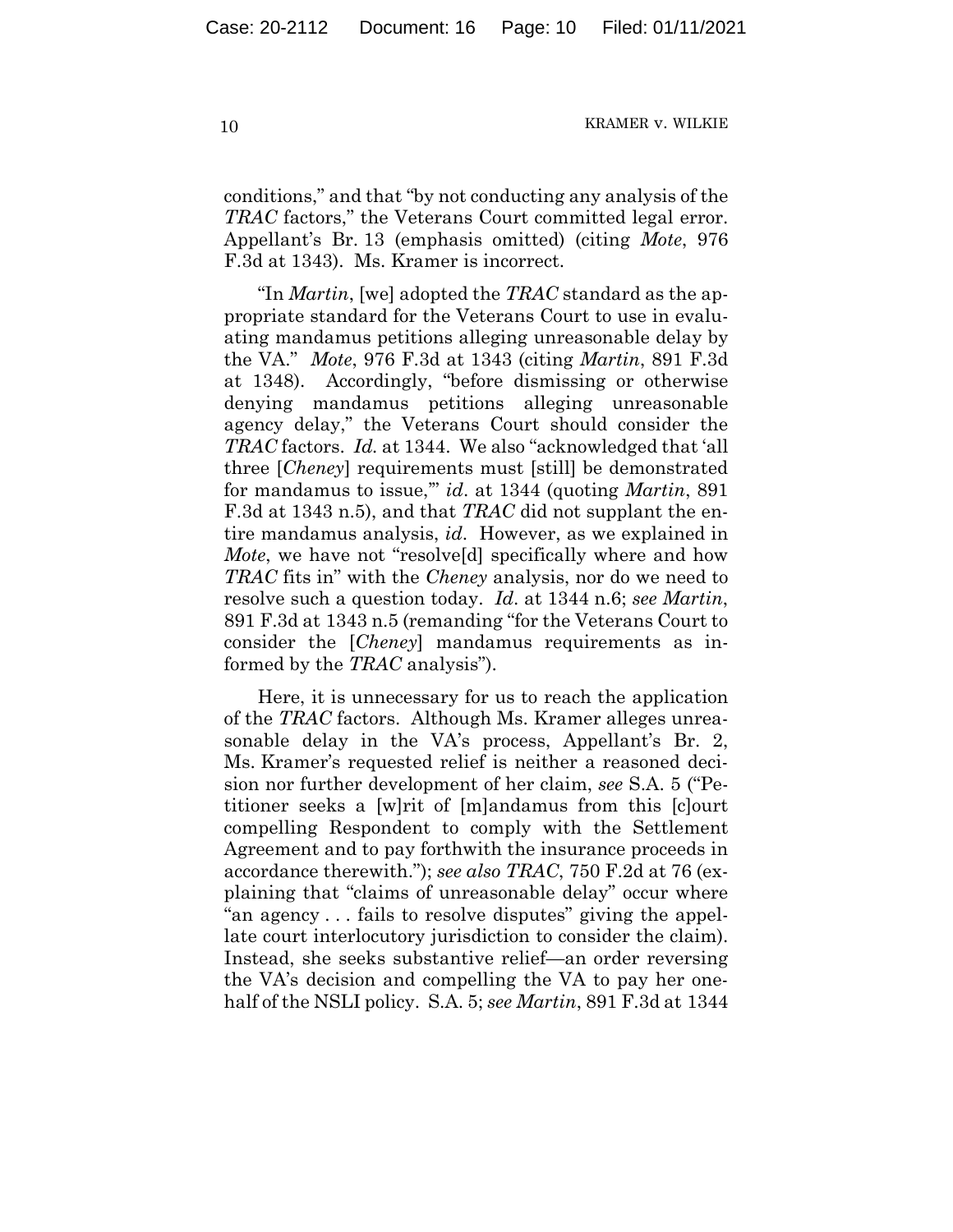conditions," and that "by not conducting any analysis of the *TRAC* factors," the Veterans Court committed legal error. Appellant's Br. 13 (emphasis omitted) (citing *Mote*, 976 F.3d at 1343). Ms. Kramer is incorrect.

"In *Martin*, [we] adopted the *TRAC* standard as the appropriate standard for the Veterans Court to use in evaluating mandamus petitions alleging unreasonable delay by the VA." *Mote*, 976 F.3d at 1343 (citing *Martin*, 891 F.3d at 1348). Accordingly, "before dismissing or otherwise denying mandamus petitions alleging unreasonable agency delay," the Veterans Court should consider the *TRAC* factors. *Id.* at 1344. We also "acknowledged that 'all three [*Cheney*] requirements must [still] be demonstrated for mandamus to issue,'" *id*. at 1344 (quoting *Martin*, 891 F.3d at 1343 n.5), and that *TRAC* did not supplant the entire mandamus analysis, *id*. However, as we explained in *Mote*, we have not "resolve[d] specifically where and how *TRAC* fits in" with the *Cheney* analysis, nor do we need to resolve such a question today. *Id*. at 1344 n.6; *see Martin*, 891 F.3d at 1343 n.5 (remanding "for the Veterans Court to consider the [*Cheney*] mandamus requirements as informed by the *TRAC* analysis").

Here, it is unnecessary for us to reach the application of the *TRAC* factors. Although Ms. Kramer alleges unreasonable delay in the VA's process, Appellant's Br. 2, Ms. Kramer's requested relief is neither a reasoned decision nor further development of her claim, *see* S.A. 5 ("Petitioner seeks a [w]rit of [m]andamus from this [c]ourt compelling Respondent to comply with the Settlement Agreement and to pay forthwith the insurance proceeds in accordance therewith."); *see also TRAC*, 750 F.2d at 76 (explaining that "claims of unreasonable delay" occur where "an agency . . . fails to resolve disputes" giving the appellate court interlocutory jurisdiction to consider the claim). Instead, she seeks substantive relief—an order reversing the VA's decision and compelling the VA to pay her one-half of the NSLI policy. S.A. 5; *see Martin*, 891 F.3d at 1344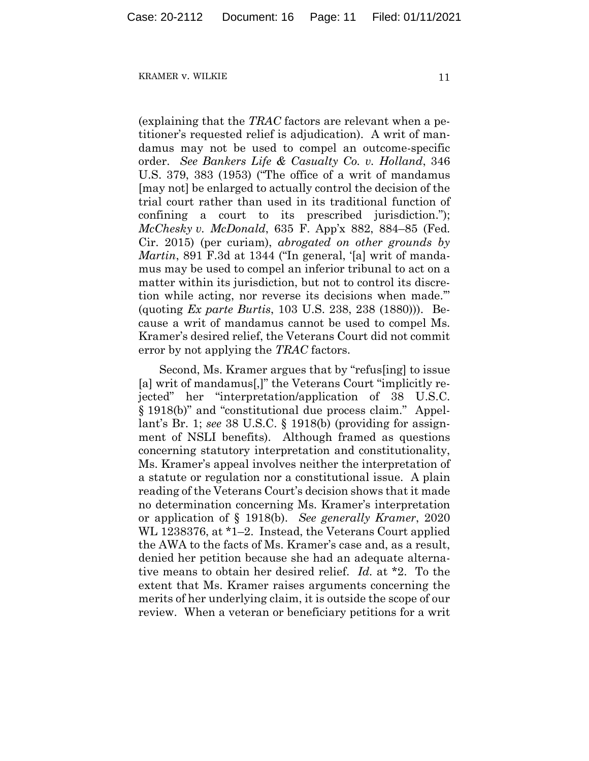(explaining that the *TRAC* factors are relevant when a petitioner's requested relief is adjudication). A writ of mandamus may not be used to compel an outcome-specific order. *See Bankers Life & Casualty Co. v. Holland*, 346 U.S. 379, 383 (1953) ("The office of a writ of mandamus [may not] be enlarged to actually control the decision of the trial court rather than used in its traditional function of confining a court to its prescribed jurisdiction."); *McChesky v. McDonald*, 635 F. App'x 882, 884–85 (Fed. Cir. 2015) (per curiam), *abrogated on other grounds by Martin*, 891 F.3d at 1344 ("In general, '[a] writ of mandamus may be used to compel an inferior tribunal to act on a matter within its jurisdiction, but not to control its discretion while acting, nor reverse its decisions when made.'" (quoting *Ex parte Burtis*, 103 U.S. 238, 238 (1880))). Because a writ of mandamus cannot be used to compel Ms. Kramer's desired relief, the Veterans Court did not commit error by not applying the *TRAC* factors.

Second, Ms. Kramer argues that by "refus[ing] to issue [a] writ of mandamus[,]" the Veterans Court "implicitly rejected" her "interpretation/application of 38 U.S.C. § 1918(b)" and "constitutional due process claim." Appellant's Br. 1; *see* 38 U.S.C. § 1918(b) (providing for assignment of NSLI benefits). Although framed as questions concerning statutory interpretation and constitutionality, Ms. Kramer's appeal involves neither the interpretation of a statute or regulation nor a constitutional issue. A plain reading of the Veterans Court's decision shows that it made no determination concerning Ms. Kramer's interpretation or application of § 1918(b). *See generally Kramer*, 2020 WL 1238376, at *1–2. Instead, the Veterans Court applied the AWA to the facts of Ms. Kramer's case and, as a result, denied her petition because she had an adequate alternative means to obtain her desired relief. *Id.* at *2. To the extent that Ms. Kramer raises arguments concerning the merits of her underlying claim, it is outside the scope of our review. When a veteran or beneficiary petitions for a writ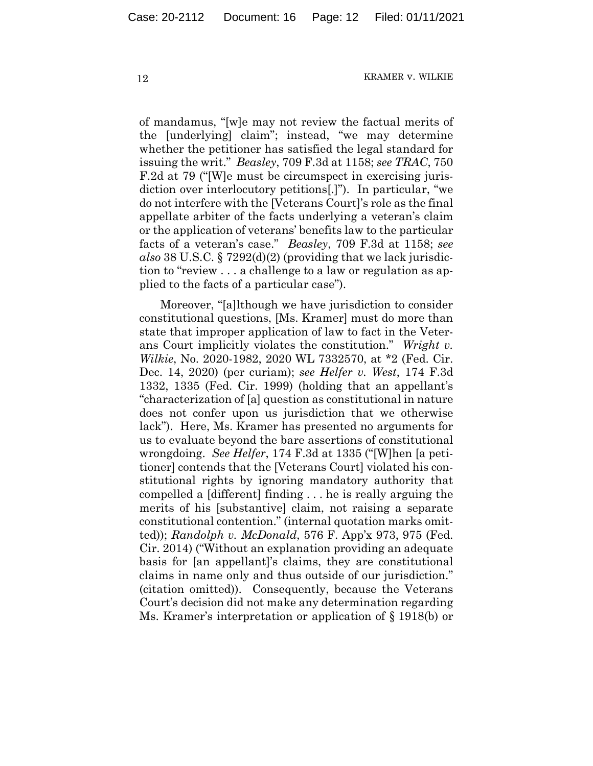of mandamus, "[w]e may not review the factual merits of the [underlying] claim"; instead, "we may determine whether the petitioner has satisfied the legal standard for issuing the writ." *Beasley*, 709 F.3d at 1158; *see TRAC*, 750 F.2d at 79 ("[W]e must be circumspect in exercising jurisdiction over interlocutory petitions[.]"). In particular, "we do not interfere with the [Veterans Court]'s role as the final appellate arbiter of the facts underlying a veteran's claim or the application of veterans' benefits law to the particular facts of a veteran's case." *Beasley*, 709 F.3d at 1158; *see also* 38 U.S.C. § 7292(d)(2) (providing that we lack jurisdiction to "review . . . a challenge to a law or regulation as applied to the facts of a particular case").

Moreover, "[a]lthough we have jurisdiction to consider constitutional questions, [Ms. Kramer] must do more than state that improper application of law to fact in the Veterans Court implicitly violates the constitution." *Wright v. Wilkie*, No. 2020-1982, 2020 WL 7332570, at *2 (Fed. Cir. Dec. 14, 2020) (per curiam); *see Helfer v. West*, 174 F.3d 1332, 1335 (Fed. Cir. 1999) (holding that an appellant's "characterization of [a] question as constitutional in nature does not confer upon us jurisdiction that we otherwise lack"). Here, Ms. Kramer has presented no arguments for us to evaluate beyond the bare assertions of constitutional wrongdoing. *See Helfer*, 174 F.3d at 1335 ("[W]hen [a petitioner] contends that the [Veterans Court] violated his constitutional rights by ignoring mandatory authority that compelled a [different] finding . . . he is really arguing the merits of his [substantive] claim, not raising a separate constitutional contention." (internal quotation marks omitted)); *Randolph v. McDonald*, 576 F. App'x 973, 975 (Fed. Cir. 2014) ("Without an explanation providing an adequate basis for [an appellant]'s claims, they are constitutional claims in name only and thus outside of our jurisdiction." (citation omitted)). Consequently, because the Veterans Court's decision did not make any determination regarding Ms. Kramer's interpretation or application of § 1918(b) or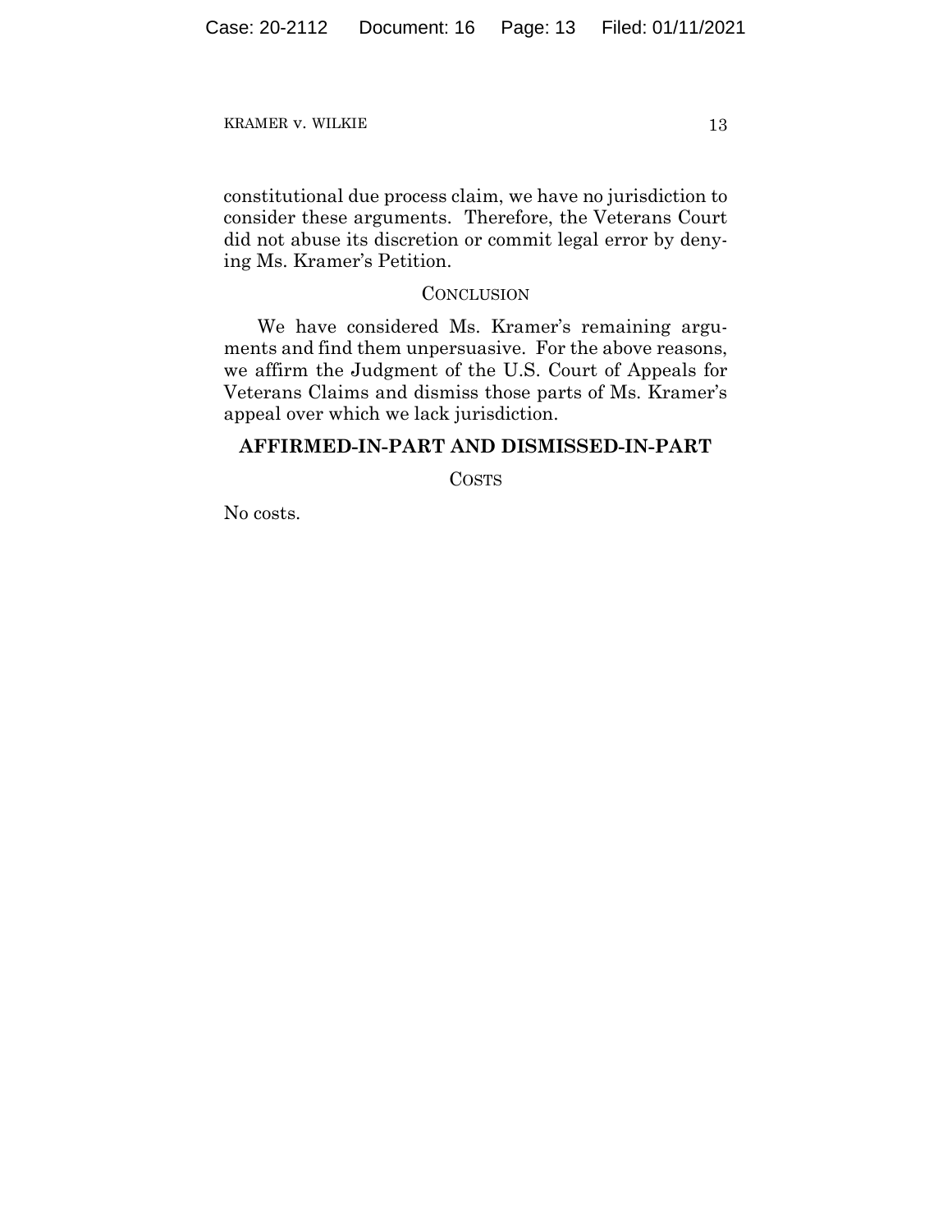constitutional due process claim, we have no jurisdiction to consider these arguments. Therefore, the Veterans Court did not abuse its discretion or commit legal error by denying Ms. Kramer's Petition.

## CONCLUSION

We have considered Ms. Kramer's remaining arguments and find them unpersuasive. For the above reasons, we affirm the Judgment of the U.S. Court of Appeals for Veterans Claims and dismiss those parts of Ms. Kramer's appeal over which we lack jurisdiction.

## AFFIRMED-IN-PART AND DISMISSED-IN-PART

## COSTS

No costs.